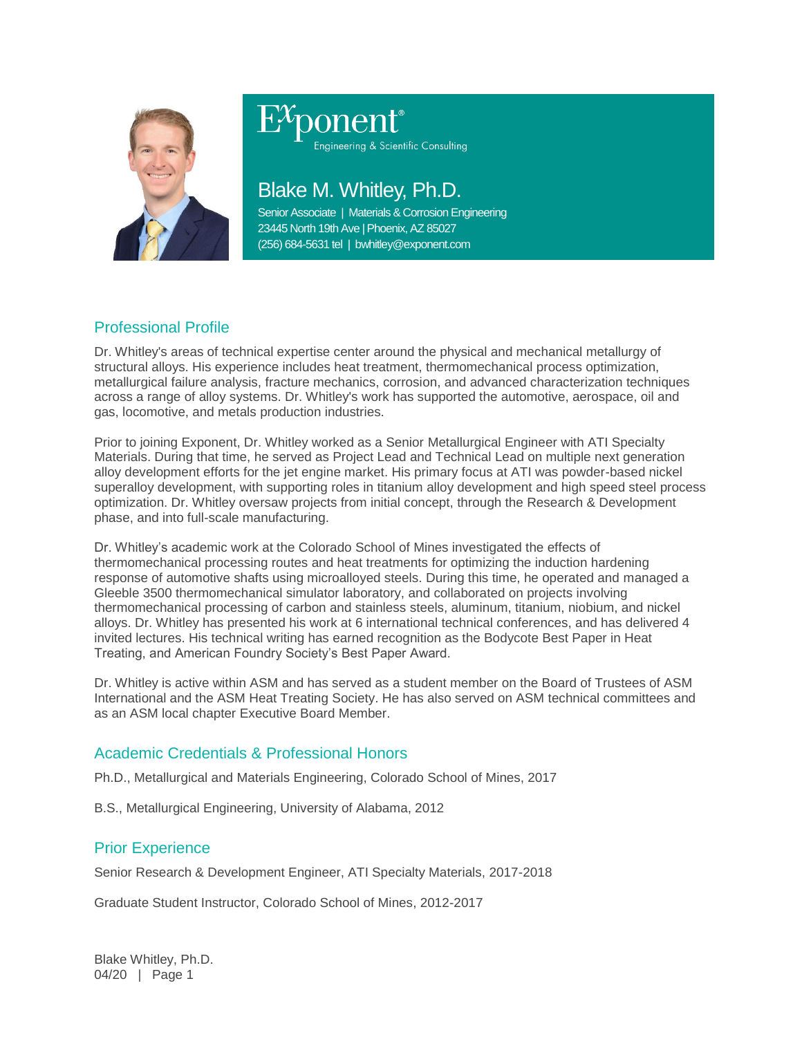Exponent® Engineering & Scientific Consulting

# Blake M. Whitley, Ph.D.

Senior Associate | Materials & Corrosion Engineering
23445 North 19th Ave | Phoenix, AZ 85027
(256) 684-5631 tel | bwhitley@exponent.com

## Professional Profile

Dr. Whitley's areas of technical expertise center around the physical and mechanical metallurgy of structural alloys. His experience includes heat treatment, thermomechanical process optimization, metallurgical failure analysis, fracture mechanics, corrosion, and advanced characterization techniques across a range of alloy systems. Dr. Whitley's work has supported the automotive, aerospace, oil and gas, locomotive, and metals production industries.

Prior to joining Exponent, Dr. Whitley worked as a Senior Metallurgical Engineer with ATI Specialty Materials. During that time, he served as Project Lead and Technical Lead on multiple next generation alloy development efforts for the jet engine market. His primary focus at ATI was powder-based nickel superalloy development, with supporting roles in titanium alloy development and high speed steel process optimization. Dr. Whitley oversaw projects from initial concept, through the Research & Development phase, and into full-scale manufacturing.

Dr. Whitley's academic work at the Colorado School of Mines investigated the effects of thermomechanical processing routes and heat treatments for optimizing the induction hardening response of automotive shafts using microalloyed steels. During this time, he operated and managed a Gleeble 3500 thermomechanical simulator laboratory, and collaborated on projects involving thermomechanical processing of carbon and stainless steels, aluminum, titanium, niobium, and nickel alloys. Dr. Whitley has presented his work at 6 international technical conferences, and has delivered 4 invited lectures. His technical writing has earned recognition as the Bodycote Best Paper in Heat Treating, and American Foundry Society's Best Paper Award.

Dr. Whitley is active within ASM and has served as a student member on the Board of Trustees of ASM International and the ASM Heat Treating Society. He has also served on ASM technical committees and as an ASM local chapter Executive Board Member.

## Academic Credentials & Professional Honors

Ph.D., Metallurgical and Materials Engineering, Colorado School of Mines, 2017

B.S., Metallurgical Engineering, University of Alabama, 2012

## Prior Experience

Senior Research & Development Engineer, ATI Specialty Materials, 2017-2018

Graduate Student Instructor, Colorado School of Mines, 2012-2017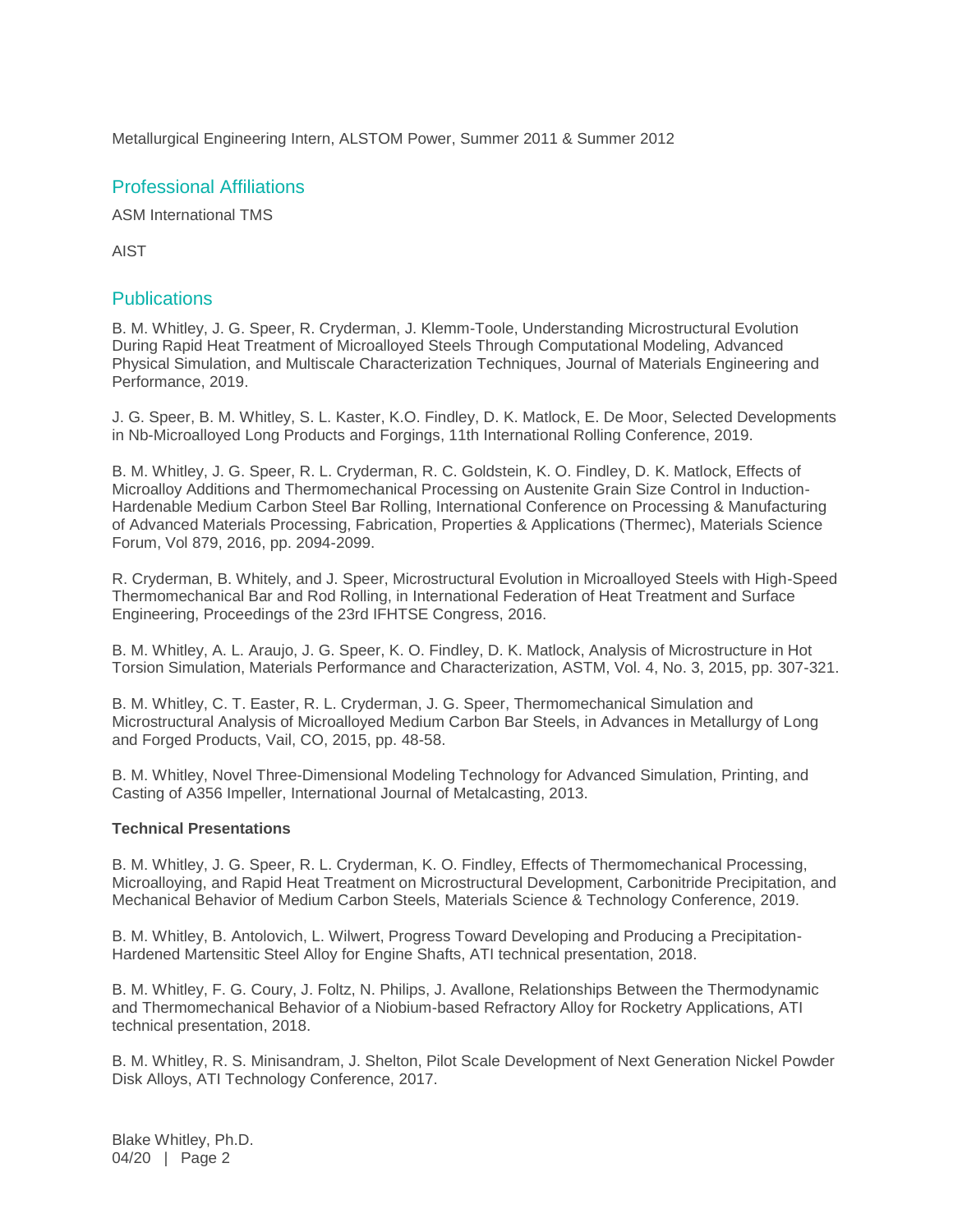Metallurgical Engineering Intern, ALSTOM Power, Summer 2011 & Summer 2012

## Professional Affiliations

ASM International TMS

AIST

## Publications

B. M. Whitley, J. G. Speer, R. Cryderman, J. Klemm-Toole, Understanding Microstructural Evolution During Rapid Heat Treatment of Microalloyed Steels Through Computational Modeling, Advanced Physical Simulation, and Multiscale Characterization Techniques, Journal of Materials Engineering and Performance, 2019.

J. G. Speer, B. M. Whitley, S. L. Kaster, K.O. Findley, D. K. Matlock, E. De Moor, Selected Developments in Nb-Microalloyed Long Products and Forgings, 11th International Rolling Conference, 2019.

B. M. Whitley, J. G. Speer, R. L. Cryderman, R. C. Goldstein, K. O. Findley, D. K. Matlock, Effects of Microalloy Additions and Thermomechanical Processing on Austenite Grain Size Control in Induction-Hardenable Medium Carbon Steel Bar Rolling, International Conference on Processing & Manufacturing of Advanced Materials Processing, Fabrication, Properties & Applications (Thermec), Materials Science Forum, Vol 879, 2016, pp. 2094-2099.

R. Cryderman, B. Whitely, and J. Speer, Microstructural Evolution in Microalloyed Steels with High-Speed Thermomechanical Bar and Rod Rolling, in International Federation of Heat Treatment and Surface Engineering, Proceedings of the 23rd IFHTSE Congress, 2016.

B. M. Whitley, A. L. Araujo, J. G. Speer, K. O. Findley, D. K. Matlock, Analysis of Microstructure in Hot Torsion Simulation, Materials Performance and Characterization, ASTM, Vol. 4, No. 3, 2015, pp. 307-321.

B. M. Whitley, C. T. Easter, R. L. Cryderman, J. G. Speer, Thermomechanical Simulation and Microstructural Analysis of Microalloyed Medium Carbon Bar Steels, in Advances in Metallurgy of Long and Forged Products, Vail, CO, 2015, pp. 48-58.

B. M. Whitley, Novel Three-Dimensional Modeling Technology for Advanced Simulation, Printing, and Casting of A356 Impeller, International Journal of Metalcasting, 2013.

**Technical Presentations**

B. M. Whitley, J. G. Speer, R. L. Cryderman, K. O. Findley, Effects of Thermomechanical Processing, Microalloying, and Rapid Heat Treatment on Microstructural Development, Carbonitride Precipitation, and Mechanical Behavior of Medium Carbon Steels, Materials Science & Technology Conference, 2019.

B. M. Whitley, B. Antolovich, L. Wilwert, Progress Toward Developing and Producing a Precipitation-Hardened Martensitic Steel Alloy for Engine Shafts, ATI technical presentation, 2018.

B. M. Whitley, F. G. Coury, J. Foltz, N. Philips, J. Avallone, Relationships Between the Thermodynamic and Thermomechanical Behavior of a Niobium-based Refractory Alloy for Rocketry Applications, ATI technical presentation, 2018.

B. M. Whitley, R. S. Minisandram, J. Shelton, Pilot Scale Development of Next Generation Nickel Powder Disk Alloys, ATI Technology Conference, 2017.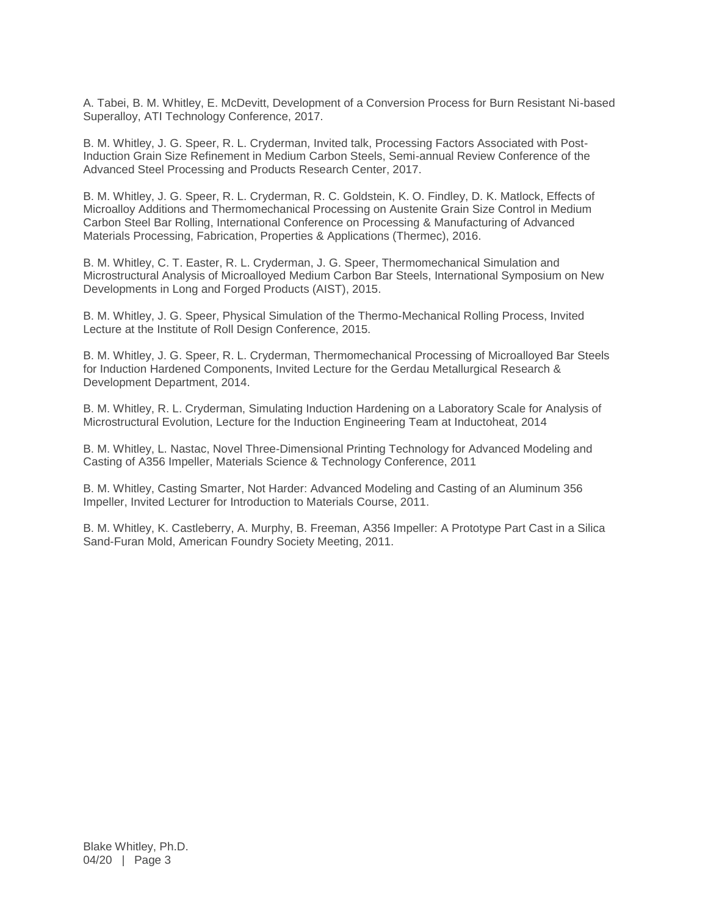A. Tabei, B. M. Whitley, E. McDevitt, Development of a Conversion Process for Burn Resistant Ni-based Superalloy, ATI Technology Conference, 2017.

B. M. Whitley, J. G. Speer, R. L. Cryderman, Invited talk, Processing Factors Associated with Post-Induction Grain Size Refinement in Medium Carbon Steels, Semi-annual Review Conference of the Advanced Steel Processing and Products Research Center, 2017.

B. M. Whitley, J. G. Speer, R. L. Cryderman, R. C. Goldstein, K. O. Findley, D. K. Matlock, Effects of Microalloy Additions and Thermomechanical Processing on Austenite Grain Size Control in Medium Carbon Steel Bar Rolling, International Conference on Processing & Manufacturing of Advanced Materials Processing, Fabrication, Properties & Applications (Thermec), 2016.

B. M. Whitley, C. T. Easter, R. L. Cryderman, J. G. Speer, Thermomechanical Simulation and Microstructural Analysis of Microalloyed Medium Carbon Bar Steels, International Symposium on New Developments in Long and Forged Products (AIST), 2015.

B. M. Whitley, J. G. Speer, Physical Simulation of the Thermo-Mechanical Rolling Process, Invited Lecture at the Institute of Roll Design Conference, 2015.

B. M. Whitley, J. G. Speer, R. L. Cryderman, Thermomechanical Processing of Microalloyed Bar Steels for Induction Hardened Components, Invited Lecture for the Gerdau Metallurgical Research & Development Department, 2014.

B. M. Whitley, R. L. Cryderman, Simulating Induction Hardening on a Laboratory Scale for Analysis of Microstructural Evolution, Lecture for the Induction Engineering Team at Inductoheat, 2014

B. M. Whitley, L. Nastac, Novel Three-Dimensional Printing Technology for Advanced Modeling and Casting of A356 Impeller, Materials Science & Technology Conference, 2011

B. M. Whitley, Casting Smarter, Not Harder: Advanced Modeling and Casting of an Aluminum 356 Impeller, Invited Lecturer for Introduction to Materials Course, 2011.

B. M. Whitley, K. Castleberry, A. Murphy, B. Freeman, A356 Impeller: A Prototype Part Cast in a Silica Sand-Furan Mold, American Foundry Society Meeting, 2011.